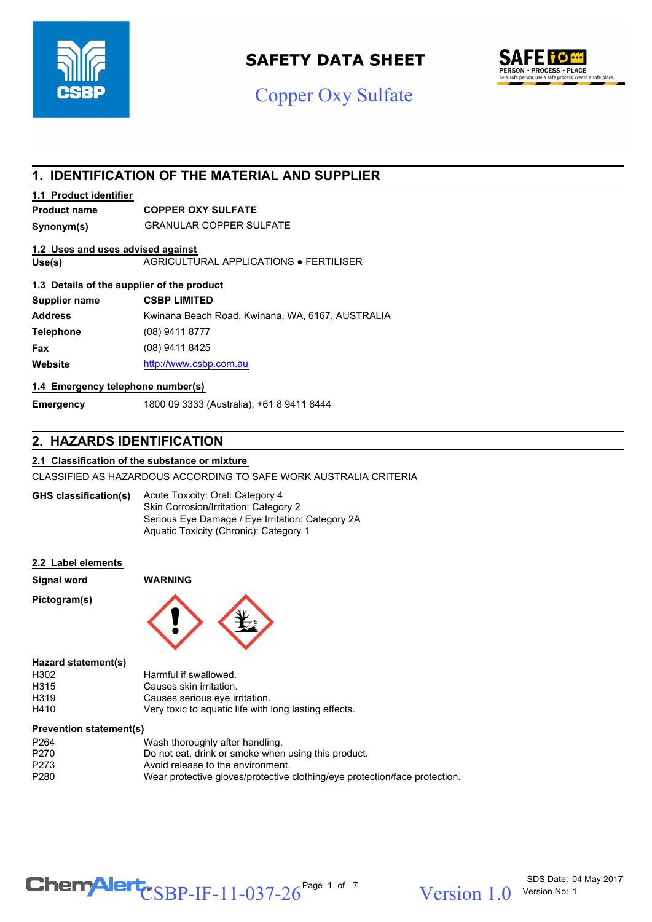# SAFETY DATA SHEET

## Copper Oxy Sulfate

## 1. IDENTIFICATION OF THE MATERIAL AND SUPPLIER

### 1.1 Product identifier

| | |
|---|---|
| **Product name** | **COPPER OXY SULFATE** |
| **Synonym(s)** | GRANULAR COPPER SULFATE |

### 1.2 Uses and uses advised against

| | |
|---|---|
| **Use(s)** | AGRICULTURAL APPLICATIONS • FERTILISER |

### 1.3 Details of the supplier of the product

| | |
|---|---|
| **Supplier name** | **CSBP LIMITED** |
| **Address** | Kwinana Beach Road, Kwinana, WA, 6167, AUSTRALIA |
| **Telephone** | (08) 9411 8777 |
| **Fax** | (08) 9411 8425 |
| **Website** | http://www.csbp.com.au |

### 1.4 Emergency telephone number(s)

| | |
|---|---|
| **Emergency** | 1800 09 3333 (Australia); +61 8 9411 8444 |

## 2. HAZARDS IDENTIFICATION

### 2.1 Classification of the substance or mixture

CLASSIFIED AS HAZARDOUS ACCORDING TO SAFE WORK AUSTRALIA CRITERIA

**GHS classification(s)**
Acute Toxicity: Oral: Category 4
Skin Corrosion/Irritation: Category 2
Serious Eye Damage / Eye Irritation: Category 2A
Aquatic Toxicity (Chronic): Category 1

### 2.2 Label elements

**Signal word** **WARNING**

**Pictogram(s)**

**Hazard statement(s)**

| | |
|---|---|
| H302 | Harmful if swallowed. |
| H315 | Causes skin irritation. |
| H319 | Causes serious eye irritation. |
| H410 | Very toxic to aquatic life with long lasting effects. |

**Prevention statement(s)**

| | |
|---|---|
| P264 | Wash thoroughly after handling. |
| P270 | Do not eat, drink or smoke when using this product. |
| P273 | Avoid release to the environment. |
| P280 | Wear protective gloves/protective clothing/eye protection/face protection. |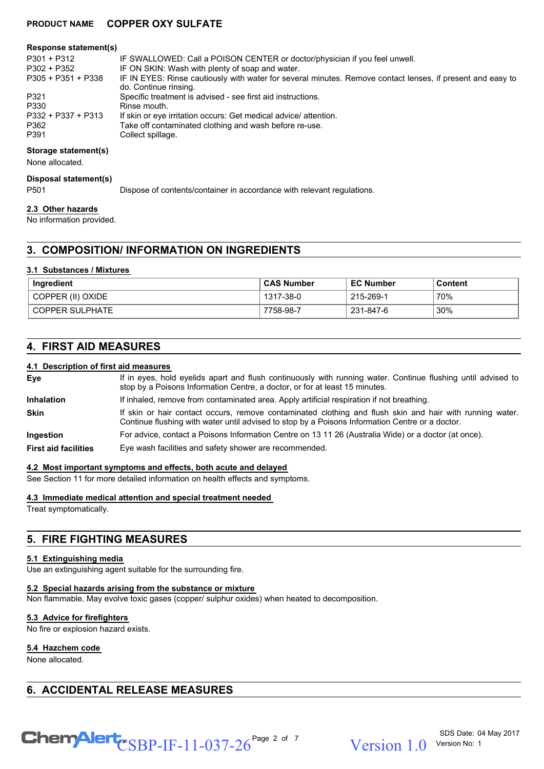**PRODUCT NAME** **COPPER OXY SULFATE**

**Response statement(s)**

| | |
|---|---|
| P301 + P312 | IF SWALLOWED: Call a POISON CENTER or doctor/physician if you feel unwell. |
| P302 + P352 | IF ON SKIN: Wash with plenty of soap and water. |
| P305 + P351 + P338 | IF IN EYES: Rinse cautiously with water for several minutes. Remove contact lenses, if present and easy to do. Continue rinsing. |
| P321 | Specific treatment is advised - see first aid instructions. |
| P330 | Rinse mouth. |
| P332 + P337 + P313 | If skin or eye irritation occurs: Get medical advice/ attention. |
| P362 | Take off contaminated clothing and wash before re-use. |
| P391 | Collect spillage. |

**Storage statement(s)**

None allocated.

**Disposal statement(s)**

| | |
|---|---|
| P501 | Dispose of contents/container in accordance with relevant regulations. |

### 2.3 Other hazards

No information provided.

## 3. COMPOSITION/ INFORMATION ON INGREDIENTS

### 3.1 Substances / Mixtures

| Ingredient | CAS Number | EC Number | Content |
|---|---|---|---|
| COPPER (II) OXIDE | 1317-38-0 | 215-269-1 | 70% |
| COPPER SULPHATE | 7758-98-7 | 231-847-6 | 30% |

## 4. FIRST AID MEASURES

### 4.1 Description of first aid measures

**Eye** If in eyes, hold eyelids apart and flush continuously with running water. Continue flushing until advised to stop by a Poisons Information Centre, a doctor, or for at least 15 minutes.

**Inhalation** If inhaled, remove from contaminated area. Apply artificial respiration if not breathing.

**Skin** If skin or hair contact occurs, remove contaminated clothing and flush skin and hair with running water. Continue flushing with water until advised to stop by a Poisons Information Centre or a doctor.

**Ingestion** For advice, contact a Poisons Information Centre on 13 11 26 (Australia Wide) or a doctor (at once).

**First aid facilities** Eye wash facilities and safety shower are recommended.

### 4.2 Most important symptoms and effects, both acute and delayed

See Section 11 for more detailed information on health effects and symptoms.

### 4.3 Immediate medical attention and special treatment needed

Treat symptomatically.

## 5. FIRE FIGHTING MEASURES

### 5.1 Extinguishing media

Use an extinguishing agent suitable for the surrounding fire.

### 5.2 Special hazards arising from the substance or mixture

Non flammable. May evolve toxic gases (copper/ sulphur oxides) when heated to decomposition.

### 5.3 Advice for firefighters

No fire or explosion hazard exists.

### 5.4 Hazchem code

None allocated.

## 6. ACCIDENTAL RELEASE MEASURES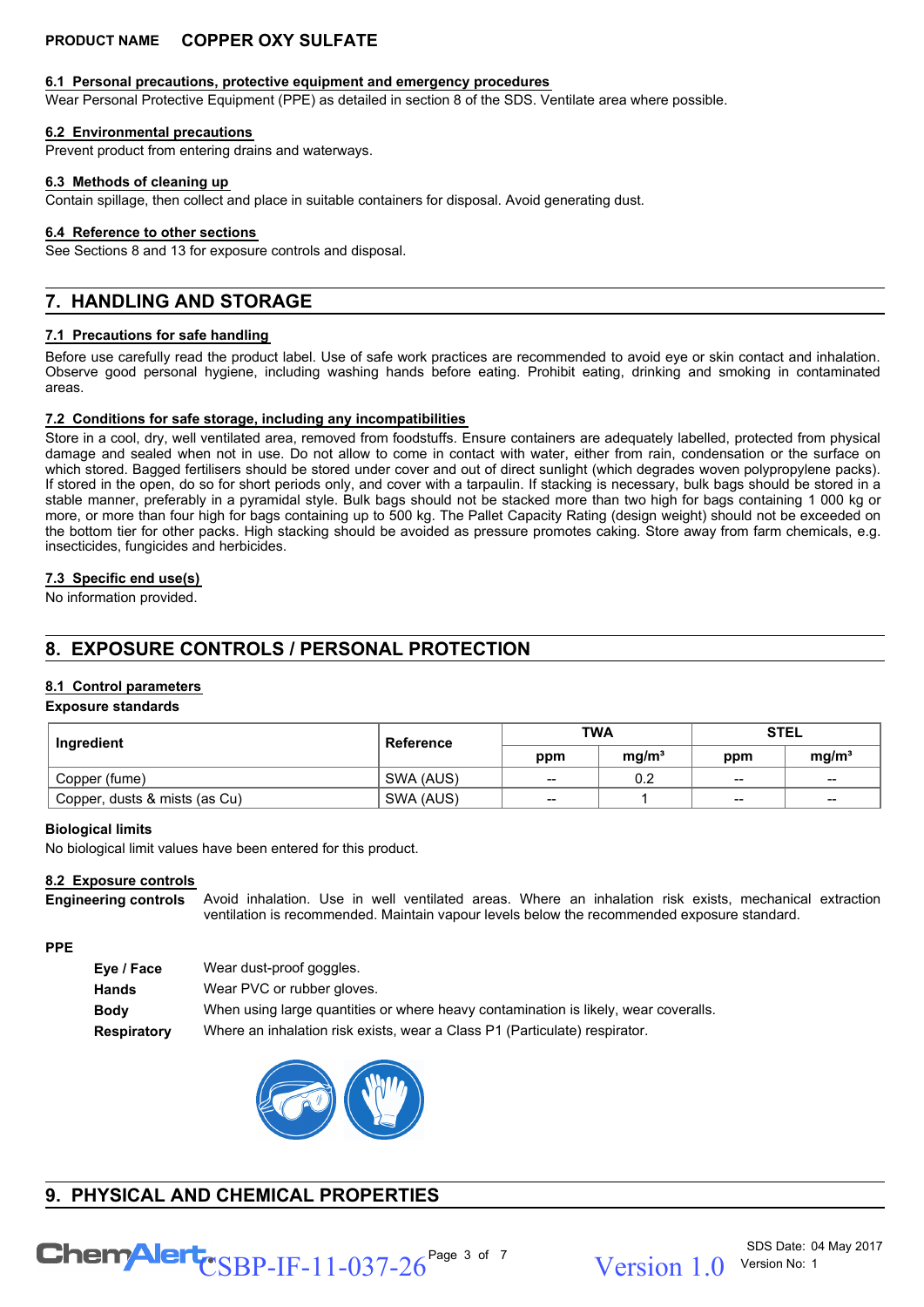**PRODUCT NAME** COPPER OXY SULFATE

### 6.1 Personal precautions, protective equipment and emergency procedures

Wear Personal Protective Equipment (PPE) as detailed in section 8 of the SDS. Ventilate area where possible.

### 6.2 Environmental precautions

Prevent product from entering drains and waterways.

### 6.3 Methods of cleaning up

Contain spillage, then collect and place in suitable containers for disposal. Avoid generating dust.

### 6.4 Reference to other sections

See Sections 8 and 13 for exposure controls and disposal.

## 7. HANDLING AND STORAGE

### 7.1 Precautions for safe handling

Before use carefully read the product label. Use of safe work practices are recommended to avoid eye or skin contact and inhalation. Observe good personal hygiene, including washing hands before eating. Prohibit eating, drinking and smoking in contaminated areas.

### 7.2 Conditions for safe storage, including any incompatibilities

Store in a cool, dry, well ventilated area, removed from foodstuffs. Ensure containers are adequately labelled, protected from physical damage and sealed when not in use. Do not allow to come in contact with water, either from rain, condensation or the surface on which stored. Bagged fertilisers should be stored under cover and out of direct sunlight (which degrades woven polypropylene packs). If stored in the open, do so for short periods only, and cover with a tarpaulin. If stacking is necessary, bulk bags should be stored in a stable manner, preferably in a pyramidal style. Bulk bags should not be stacked more than two high for bags containing 1 000 kg or more, or more than four high for bags containing up to 500 kg. The Pallet Capacity Rating (design weight) should not be exceeded on the bottom tier for other packs. High stacking should be avoided as pressure promotes caking. Store away from farm chemicals, e.g. insecticides, fungicides and herbicides.

### 7.3 Specific end use(s)

No information provided.

## 8. EXPOSURE CONTROLS / PERSONAL PROTECTION

### 8.1 Control parameters

**Exposure standards**

| Ingredient | Reference | TWA | | STEL | |
|---|---|---|---|---|---|
| | | ppm | mg/m³ | ppm | mg/m³ |
| Copper (fume) | SWA (AUS) | -- | 0.2 | -- | -- |
| Copper, dusts & mists (as Cu) | SWA (AUS) | -- | 1 | -- | -- |

**Biological limits**

No biological limit values have been entered for this product.

### 8.2 Exposure controls

**Engineering controls** Avoid inhalation. Use in well ventilated areas. Where an inhalation risk exists, mechanical extraction ventilation is recommended. Maintain vapour levels below the recommended exposure standard.

**PPE**

- **Eye / Face** Wear dust-proof goggles.
- **Hands** Wear PVC or rubber gloves.
- **Body** When using large quantities or where heavy contamination is likely, wear coveralls.
- **Respiratory** Where an inhalation risk exists, wear a Class P1 (Particulate) respirator.

## 9. PHYSICAL AND CHEMICAL PROPERTIES

CSBP-IF-11-037-26 Version 1.0

SDS Date: 04 May 2017
Version No: 1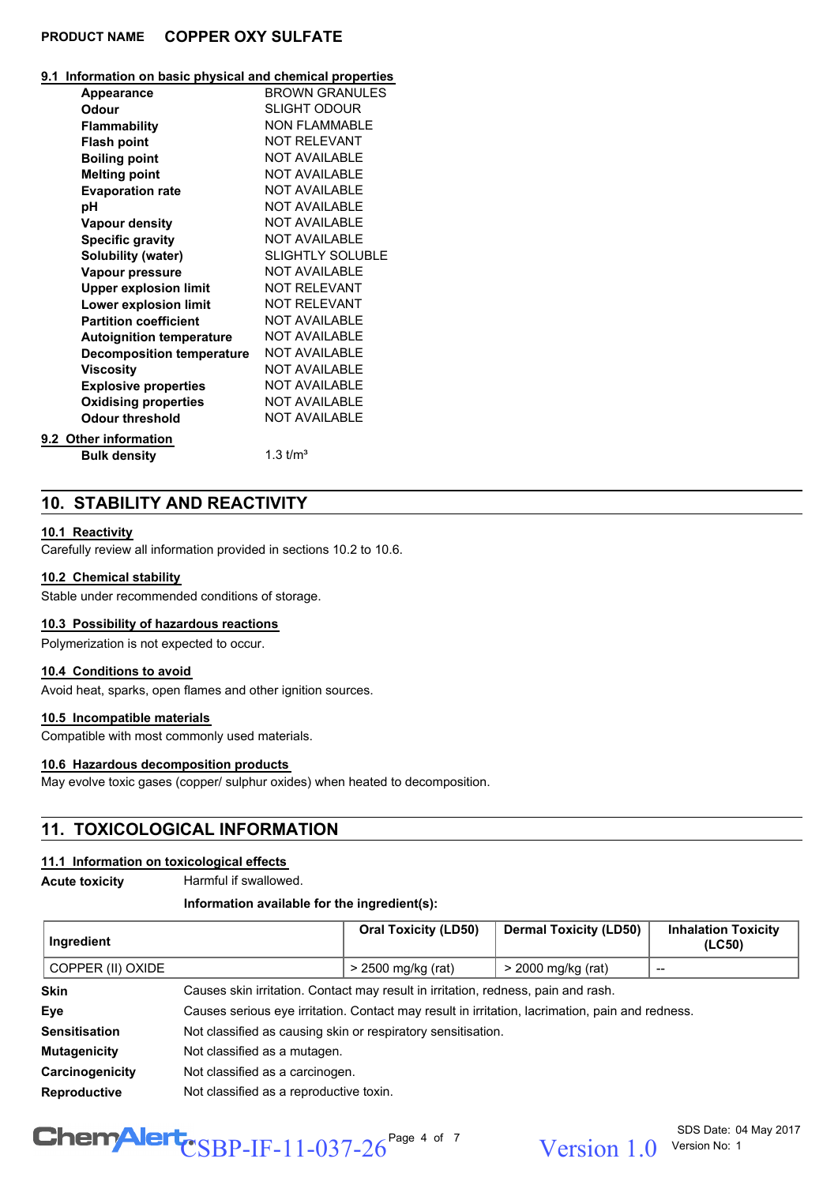**PRODUCT NAME COPPER OXY SULFATE**

### 9.1 Information on basic physical and chemical properties

| | |
|---|---|
| **Appearance** | BROWN GRANULES |
| **Odour** | SLIGHT ODOUR |
| **Flammability** | NON FLAMMABLE |
| **Flash point** | NOT RELEVANT |
| **Boiling point** | NOT AVAILABLE |
| **Melting point** | NOT AVAILABLE |
| **Evaporation rate** | NOT AVAILABLE |
| **pH** | NOT AVAILABLE |
| **Vapour density** | NOT AVAILABLE |
| **Specific gravity** | NOT AVAILABLE |
| **Solubility (water)** | SLIGHTLY SOLUBLE |
| **Vapour pressure** | NOT AVAILABLE |
| **Upper explosion limit** | NOT RELEVANT |
| **Lower explosion limit** | NOT RELEVANT |
| **Partition coefficient** | NOT AVAILABLE |
| **Autoignition temperature** | NOT AVAILABLE |
| **Decomposition temperature** | NOT AVAILABLE |
| **Viscosity** | NOT AVAILABLE |
| **Explosive properties** | NOT AVAILABLE |
| **Oxidising properties** | NOT AVAILABLE |
| **Odour threshold** | NOT AVAILABLE |

### 9.2 Other information

| | |
|---|---|
| **Bulk density** | 1.3 t/m³ |

## 10. STABILITY AND REACTIVITY

### 10.1 Reactivity

Carefully review all information provided in sections 10.2 to 10.6.

### 10.2 Chemical stability

Stable under recommended conditions of storage.

### 10.3 Possibility of hazardous reactions

Polymerization is not expected to occur.

### 10.4 Conditions to avoid

Avoid heat, sparks, open flames and other ignition sources.

### 10.5 Incompatible materials

Compatible with most commonly used materials.

### 10.6 Hazardous decomposition products

May evolve toxic gases (copper/ sulphur oxides) when heated to decomposition.

## 11. TOXICOLOGICAL INFORMATION

### 11.1 Information on toxicological effects

**Acute toxicity** Harmful if swallowed.

**Information available for the ingredient(s):**

| Ingredient | Oral Toxicity (LD50) | Dermal Toxicity (LD50) | Inhalation Toxicity (LC50) |
|---|---|---|---|
| COPPER (II) OXIDE | > 2500 mg/kg (rat) | > 2000 mg/kg (rat) | -- |

**Skin** Causes skin irritation. Contact may result in irritation, redness, pain and rash.

**Eye** Causes serious eye irritation. Contact may result in irritation, lacrimation, pain and redness.

**Sensitisation** Not classified as causing skin or respiratory sensitisation.

**Mutagenicity** Not classified as a mutagen.

**Carcinogenicity** Not classified as a carcinogen.

**Reproductive** Not classified as a reproductive toxin.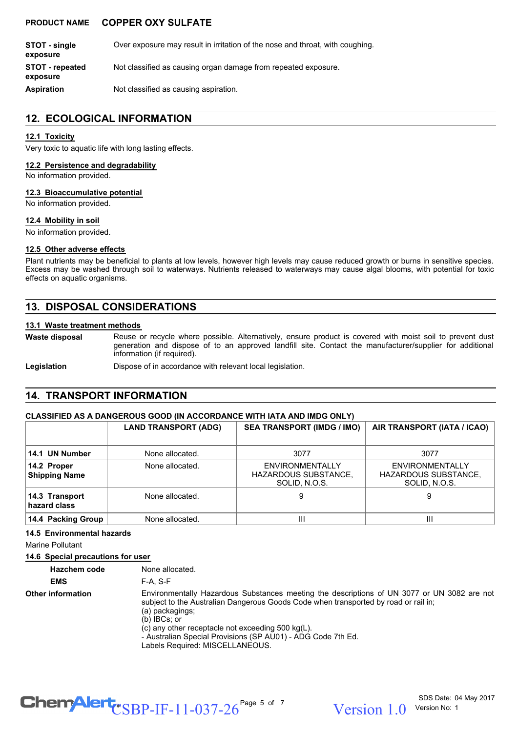**PRODUCT NAME** **COPPER OXY SULFATE**

| | |
|---|---|
| **STOT - single exposure** | Over exposure may result in irritation of the nose and throat, with coughing. |
| **STOT - repeated exposure** | Not classified as causing organ damage from repeated exposure. |
| **Aspiration** | Not classified as causing aspiration. |

## 12. ECOLOGICAL INFORMATION

### 12.1 Toxicity

Very toxic to aquatic life with long lasting effects.

### 12.2 Persistence and degradability

No information provided.

### 12.3 Bioaccumulative potential

No information provided.

### 12.4 Mobility in soil

No information provided.

### 12.5 Other adverse effects

Plant nutrients may be beneficial to plants at low levels, however high levels may cause reduced growth or burns in sensitive species. Excess may be washed through soil to waterways. Nutrients released to waterways may cause algal blooms, with potential for toxic effects on aquatic organisms.

## 13. DISPOSAL CONSIDERATIONS

### 13.1 Waste treatment methods

| | |
|---|---|
| **Waste disposal** | Reuse or recycle where possible. Alternatively, ensure product is covered with moist soil to prevent dust generation and dispose of to an approved landfill site. Contact the manufacturer/supplier for additional information (if required). |
| **Legislation** | Dispose of in accordance with relevant local legislation. |

## 14. TRANSPORT INFORMATION

**CLASSIFIED AS A DANGEROUS GOOD (IN ACCORDANCE WITH IATA AND IMDG ONLY)**

| | LAND TRANSPORT (ADG) | SEA TRANSPORT (IMDG / IMO) | AIR TRANSPORT (IATA / ICAO) |
|---|---|---|---|
| **14.1 UN Number** | None allocated. | 3077 | 3077 |
| **14.2 Proper Shipping Name** | None allocated. | ENVIRONMENTALLY HAZARDOUS SUBSTANCE, SOLID, N.O.S. | ENVIRONMENTALLY HAZARDOUS SUBSTANCE, SOLID, N.O.S. |
| **14.3 Transport hazard class** | None allocated. | 9 | 9 |
| **14.4 Packing Group** | None allocated. | III | III |

### 14.5 Environmental hazards

Marine Pollutant

### 14.6 Special precautions for user

| | |
|---|---|
| **Hazchem code** | None allocated. |
| **EMS** | F-A, S-F |
| **Other information** | Environmentally Hazardous Substances meeting the descriptions of UN 3077 or UN 3082 are not subject to the Australian Dangerous Goods Code when transported by road or rail in;<br>(a) packagings;<br>(b) IBCs; or<br>(c) any other receptacle not exceeding 500 kg(L).<br>- Australian Special Provisions (SP AU01) - ADG Code 7th Ed.<br>Labels Required: MISCELLANEOUS. |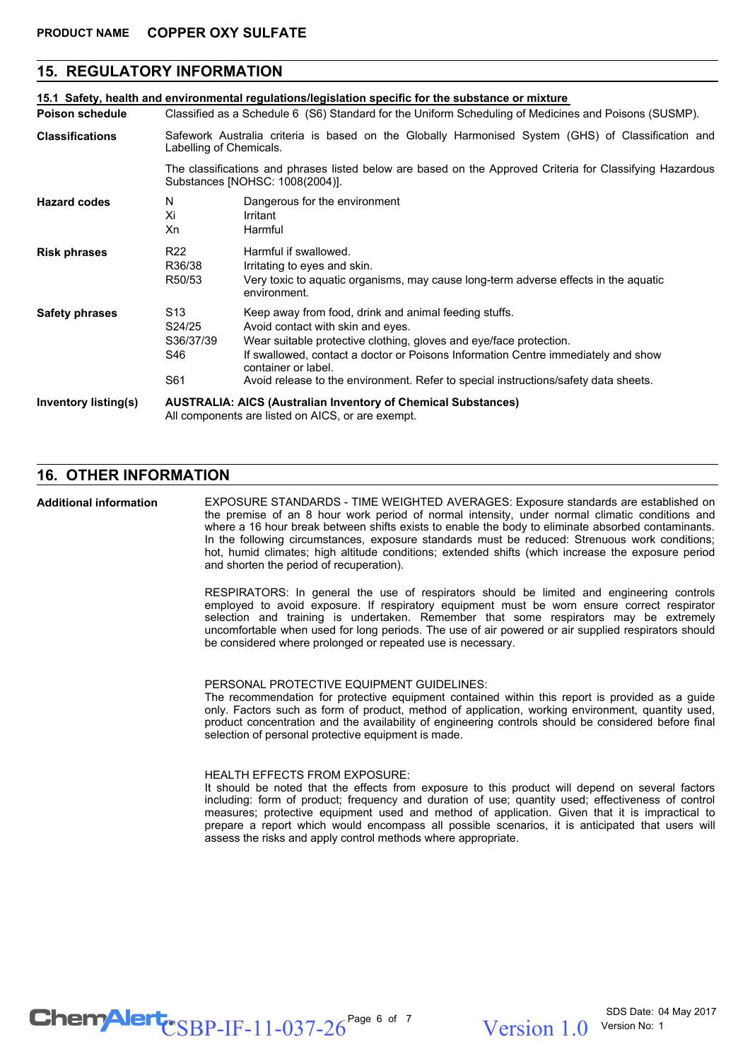**PRODUCT NAME COPPER OXY SULFATE**

## 15. REGULATORY INFORMATION

**15.1 Safety, health and environmental regulations/legislation specific for the substance or mixture**

**Poison schedule** Classified as a Schedule 6 (S6) Standard for the Uniform Scheduling of Medicines and Poisons (SUSMP).

**Classifications** Safework Australia criteria is based on the Globally Harmonised System (GHS) of Classification and Labelling of Chemicals.

The classifications and phrases listed below are based on the Approved Criteria for Classifying Hazardous Substances [NOHSC: 1008(2004)].

**Hazard codes**

| | | |
|---|---|---|
| | N | Dangerous for the environment |
| | Xi | Irritant |
| | Xn | Harmful |

**Risk phrases**

| | | |
|---|---|---|
| | R22 | Harmful if swallowed. |
| | R36/38 | Irritating to eyes and skin. |
| | R50/53 | Very toxic to aquatic organisms, may cause long-term adverse effects in the aquatic environment. |

**Safety phrases**

| | | |
|---|---|---|
| | S13 | Keep away from food, drink and animal feeding stuffs. |
| | S24/25 | Avoid contact with skin and eyes. |
| | S36/37/39 | Wear suitable protective clothing, gloves and eye/face protection. |
| | S46 | If swallowed, contact a doctor or Poisons Information Centre immediately and show container or label. |
| | S61 | Avoid release to the environment. Refer to special instructions/safety data sheets. |

**Inventory listing(s)** **AUSTRALIA: AICS (Australian Inventory of Chemical Substances)**
All components are listed on AICS, or are exempt.

## 16. OTHER INFORMATION

**Additional information**

EXPOSURE STANDARDS - TIME WEIGHTED AVERAGES: Exposure standards are established on the premise of an 8 hour work period of normal intensity, under normal climatic conditions and where a 16 hour break between shifts exists to enable the body to eliminate absorbed contaminants. In the following circumstances, exposure standards must be reduced: Strenuous work conditions; hot, humid climates; high altitude conditions; extended shifts (which increase the exposure period and shorten the period of recuperation).

RESPIRATORS: In general the use of respirators should be limited and engineering controls employed to avoid exposure. If respiratory equipment must be worn ensure correct respirator selection and training is undertaken. Remember that some respirators may be extremely uncomfortable when used for long periods. The use of air powered or air supplied respirators should be considered where prolonged or repeated use is necessary.

PERSONAL PROTECTIVE EQUIPMENT GUIDELINES:
The recommendation for protective equipment contained within this report is provided as a guide only. Factors such as form of product, method of application, working environment, quantity used, product concentration and the availability of engineering controls should be considered before final selection of personal protective equipment is made.

HEALTH EFFECTS FROM EXPOSURE:
It should be noted that the effects from exposure to this product will depend on several factors including: form of product; frequency and duration of use; quantity used; effectiveness of control measures; protective equipment used and method of application. Given that it is impractical to prepare a report which would encompass all possible scenarios, it is anticipated that users will assess the risks and apply control methods where appropriate.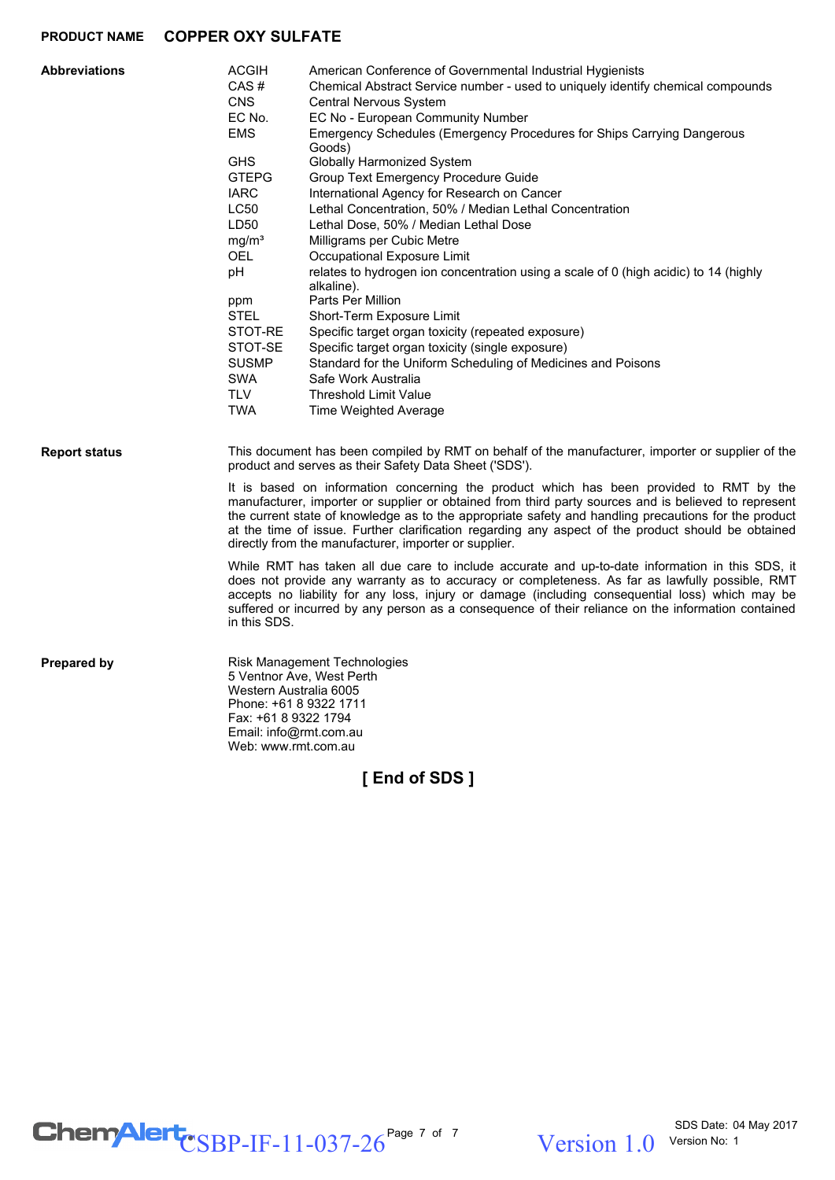**PRODUCT NAME** **COPPER OXY SULFATE**

**Abbreviations**

| | |
|---|---|
| ACGIH | American Conference of Governmental Industrial Hygienists |
| CAS # | Chemical Abstract Service number - used to uniquely identify chemical compounds |
| CNS | Central Nervous System |
| EC No. | EC No - European Community Number |
| EMS | Emergency Schedules (Emergency Procedures for Ships Carrying Dangerous Goods) |
| GHS | Globally Harmonized System |
| GTEPG | Group Text Emergency Procedure Guide |
| IARC | International Agency for Research on Cancer |
| LC50 | Lethal Concentration, 50% / Median Lethal Concentration |
| LD50 | Lethal Dose, 50% / Median Lethal Dose |
| mg/m³ | Milligrams per Cubic Metre |
| OEL | Occupational Exposure Limit |
| pH | relates to hydrogen ion concentration using a scale of 0 (high acidic) to 14 (highly alkaline). |
| ppm | Parts Per Million |
| STEL | Short-Term Exposure Limit |
| STOT-RE | Specific target organ toxicity (repeated exposure) |
| STOT-SE | Specific target organ toxicity (single exposure) |
| SUSMP | Standard for the Uniform Scheduling of Medicines and Poisons |
| SWA | Safe Work Australia |
| TLV | Threshold Limit Value |
| TWA | Time Weighted Average |

**Report status**

This document has been compiled by RMT on behalf of the manufacturer, importer or supplier of the product and serves as their Safety Data Sheet ('SDS').

It is based on information concerning the product which has been provided to RMT by the manufacturer, importer or supplier or obtained from third party sources and is believed to represent the current state of knowledge as to the appropriate safety and handling precautions for the product at the time of issue. Further clarification regarding any aspect of the product should be obtained directly from the manufacturer, importer or supplier.

While RMT has taken all due care to include accurate and up-to-date information in this SDS, it does not provide any warranty as to accuracy or completeness. As far as lawfully possible, RMT accepts no liability for any loss, injury or damage (including consequential loss) which may be suffered or incurred by any person as a consequence of their reliance on the information contained in this SDS.

**Prepared by**

Risk Management Technologies
5 Ventnor Ave, West Perth
Western Australia 6005
Phone: +61 8 9322 1711
Fax: +61 8 9322 1794
Email: info@rmt.com.au
Web: www.rmt.com.au

**[ End of SDS ]**

CSBP-IF-11-037-26 Version 1.0

SDS Date: 04 May 2017
Version No: 1